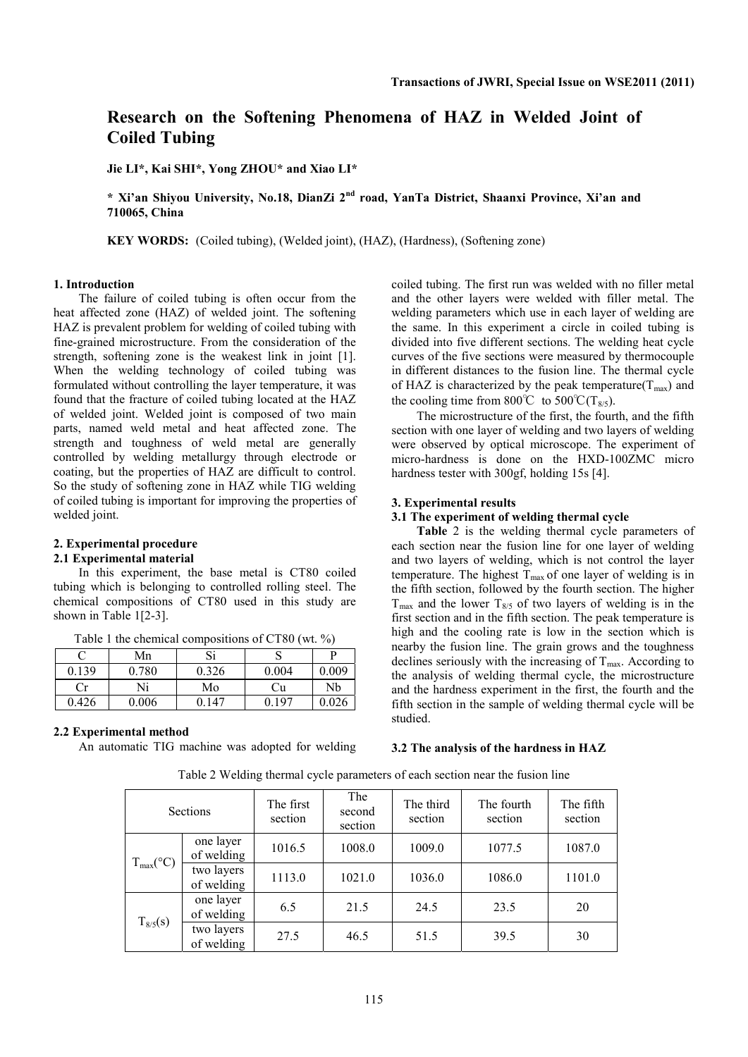# Research on the Softening Phenomena of HAZ in Welded Joint of Coiled Tubing

**Jie LI\*, Kai SHI\*, Yong ZHOU\* and Xiao LI\***

**\* Xi'an Shiyou University, No.18, DianZi 2nd road, YanTa District, Shaanxi Province, Xi'an and 710065, China**

**KEY WORDS:** (Coiled tubing), (Welded joint), (HAZ), (Hardness), (Softening zone)

## 1. Introduction

The failure of coiled tubing is often occur from the heat affected zone (HAZ) of welded joint. The softening HAZ is prevalent problem for welding of coiled tubing with fine-grained microstructure. From the consideration of the strength, softening zone is the weakest link in joint [1]. When the welding technology of coiled tubing was formulated without controlling the layer temperature, it was found that the fracture of coiled tubing located at the HAZ of welded joint. Welded joint is composed of two main parts, named weld metal and heat affected zone. The strength and toughness of weld metal are generally controlled by welding metallurgy through electrode or coating, but the properties of HAZ are difficult to control. So the study of softening zone in HAZ while TIG welding of coiled tubing is important for improving the properties of welded joint.

## 2. Experimental procedure

### 2.1 Experimental material

In this experiment, the base metal is CT80 coiled tubing which is belonging to controlled rolling steel. The chemical compositions of CT80 used in this study are shown in Table 1[2-3].

Table 1 the chemical compositions of CT80 (wt. %)

| C | Mn | Si | S | P |
|---|---|---|---|---|
| 0.139 | 0.780 | 0.326 | 0.004 | 0.009 |
| Cr | Ni | Mo | Cu | Nb |
| 0.426 | 0.006 | 0.147 | 0.197 | 0.026 |

### 2.2 Experimental method

An automatic TIG machine was adopted for welding coiled tubing. The first run was welded with no filler metal and the other layers were welded with filler metal. The welding parameters which use in each layer of welding are the same. In this experiment a circle in coiled tubing is divided into five different sections. The welding heat cycle curves of the five sections were measured by thermocouple in different distances to the fusion line. The thermal cycle of HAZ is characterized by the peak temperature($T_{max}$) and the cooling time from 800℃ to 500℃($T_{8/5}$).

The microstructure of the first, the fourth, and the fifth section with one layer of welding and two layers of welding were observed by optical microscope. The experiment of micro-hardness is done on the HXD-100ZMC micro hardness tester with 300gf, holding 15s [4].

## 3. Experimental results

### 3.1 The experiment of welding thermal cycle

**Table** 2 is the welding thermal cycle parameters of each section near the fusion line for one layer of welding and two layers of welding, which is not control the layer temperature. The highest $T_{max}$ of one layer of welding is in the fifth section, followed by the fourth section. The higher $T_{max}$ and the lower $T_{8/5}$ of two layers of welding is in the first section and in the fifth section. The peak temperature is high and the cooling rate is low in the section which is nearby the fusion line. The grain grows and the toughness declines seriously with the increasing of $T_{max}$. According to the analysis of welding thermal cycle, the microstructure and the hardness experiment in the first, the fourth and the fifth section in the sample of welding thermal cycle will be studied.

### 3.2 The analysis of the hardness in HAZ

Table 2 Welding thermal cycle parameters of each section near the fusion line

| Sections | | The first section | The second section | The third section | The fourth section | The fifth section |
|---|---|---|---|---|---|---|
| $T_{max}$(°C) | one layer of welding | 1016.5 | 1008.0 | 1009.0 | 1077.5 | 1087.0 |
| | two layers of welding | 1113.0 | 1021.0 | 1036.0 | 1086.0 | 1101.0 |
| $T_{8/5}$(s) | one layer of welding | 6.5 | 21.5 | 24.5 | 23.5 | 20 |
| | two layers of welding | 27.5 | 46.5 | 51.5 | 39.5 | 30 |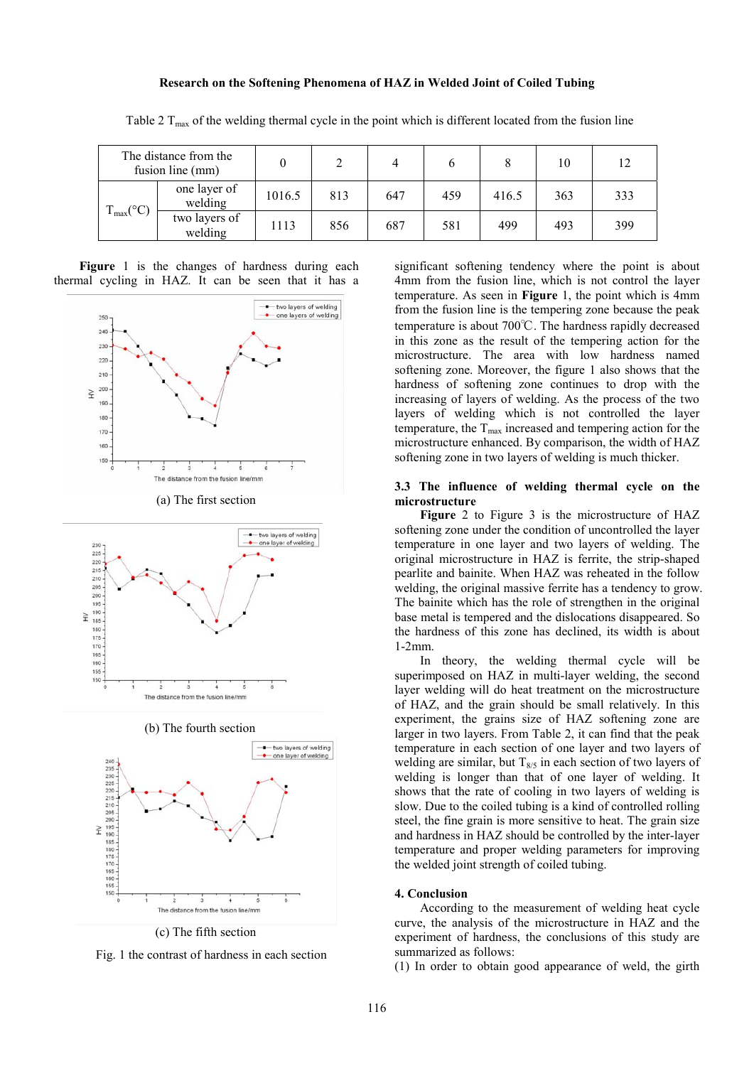Table 2 $T_{max}$ of the welding thermal cycle in the point which is different located from the fusion line

| The distance from the fusion line (mm) | | 0 | 2 | 4 | 6 | 8 | 10 | 12 |
|---|---|---|---|---|---|---|---|---|
| $T_{max}$(°C) | one layer of welding | 1016.5 | 813 | 647 | 459 | 416.5 | 363 | 333 |
| | two layers of welding | 1113 | 856 | 687 | 581 | 499 | 493 | 399 |

**Figure** 1 is the changes of hardness during each thermal cycling in HAZ. It can be seen that it has a significant softening tendency where the point is about 4mm from the fusion line, which is not control the layer temperature. As seen in **Figure** 1, the point which is 4mm from the fusion line is the tempering zone because the peak temperature is about 700℃. The hardness rapidly decreased in this zone as the result of the tempering action for the microstructure. The area with low hardness named softening zone. Moreover, the figure 1 also shows that the hardness of softening zone continues to drop with the increasing of layers of welding. As the process of the two layers of welding which is not controlled the layer temperature, the $T_{max}$ increased and tempering action for the microstructure enhanced. By comparison, the width of HAZ softening zone in two layers of welding is much thicker.

(a) The first section

(b) The fourth section

(c) The fifth section

Fig. 1 the contrast of hardness in each section

### 3.3 The influence of welding thermal cycle on the microstructure

**Figure** 2 to Figure 3 is the microstructure of HAZ softening zone under the condition of uncontrolled the layer temperature in one layer and two layers of welding. The original microstructure in HAZ is ferrite, the strip-shaped pearlite and bainite. When HAZ was reheated in the follow welding, the original massive ferrite has a tendency to grow. The bainite which has the role of strengthen in the original base metal is tempered and the dislocations disappeared. So the hardness of this zone has declined, its width is about 1-2mm.

In theory, the welding thermal cycle will be superimposed on HAZ in multi-layer welding, the second layer welding will do heat treatment on the microstructure of HAZ, and the grain should be small relatively. In this experiment, the grains size of HAZ softening zone are larger in two layers. From Table 2, it can find that the peak temperature in each section of one layer and two layers of welding are similar, but $T_{8/5}$ in each section of two layers of welding is longer than that of one layer of welding. It shows that the rate of cooling in two layers of welding is slow. Due to the coiled tubing is a kind of controlled rolling steel, the fine grain is more sensitive to heat. The grain size and hardness in HAZ should be controlled by the inter-layer temperature and proper welding parameters for improving the welded joint strength of coiled tubing.

## 4. Conclusion

According to the measurement of welding heat cycle curve, the analysis of the microstructure in HAZ and the experiment of hardness, the conclusions of this study are summarized as follows:

(1) In order to obtain good appearance of weld, the girth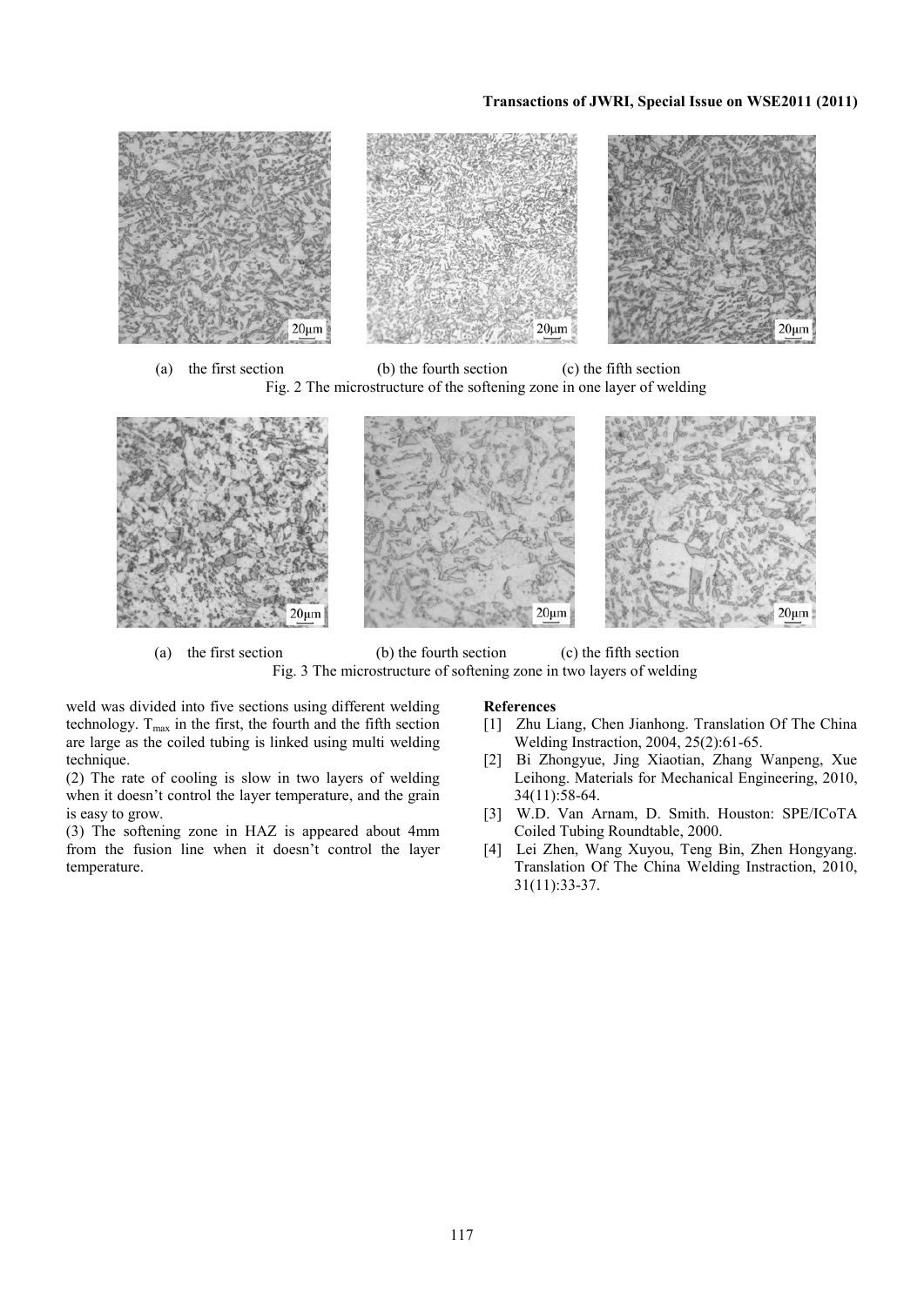(a) the first section (b) the fourth section (c) the fifth section

Fig. 2 The microstructure of the softening zone in one layer of welding

(a) the first section (b) the fourth section (c) the fifth section

Fig. 3 The microstructure of softening zone in two layers of welding

weld was divided into five sections using different welding technology. $T_{max}$ in the first, the fourth and the fifth section are large as the coiled tubing is linked using multi welding technique.

(2) The rate of cooling is slow in two layers of welding when it doesn't control the layer temperature, and the grain is easy to grow.

(3) The softening zone in HAZ is appeared about 4mm from the fusion line when it doesn't control the layer temperature.

**References**

[1] Zhu Liang, Chen Jianhong. Translation Of The China Welding Instraction, 2004, 25(2):61-65.

[2] Bi Zhongyue, Jing Xiaotian, Zhang Wanpeng, Xue Leihong. Materials for Mechanical Engineering, 2010, 34(11):58-64.

[3] W.D. Van Arnam, D. Smith. Houston: SPE/ICoTA Coiled Tubing Roundtable, 2000.

[4] Lei Zhen, Wang Xuyou, Teng Bin, Zhen Hongyang. Translation Of The China Welding Instraction, 2010, 31(11):33-37.